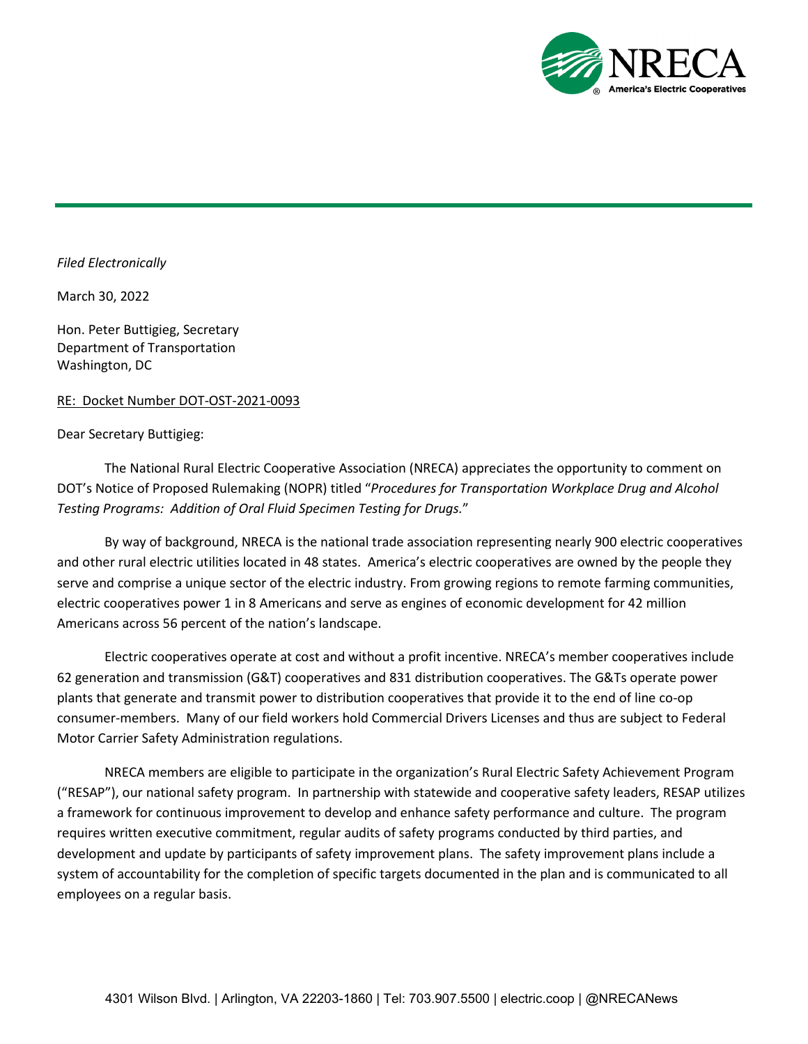*Filed Electronically*

March 30, 2022

Hon. Peter Buttigieg, Secretary
Department of Transportation
Washington, DC

RE: Docket Number DOT-OST-2021-0093

Dear Secretary Buttigieg:

The National Rural Electric Cooperative Association (NRECA) appreciates the opportunity to comment on DOT's Notice of Proposed Rulemaking (NOPR) titled "*Procedures for Transportation Workplace Drug and Alcohol Testing Programs: Addition of Oral Fluid Specimen Testing for Drugs.*"

By way of background, NRECA is the national trade association representing nearly 900 electric cooperatives and other rural electric utilities located in 48 states. America's electric cooperatives are owned by the people they serve and comprise a unique sector of the electric industry. From growing regions to remote farming communities, electric cooperatives power 1 in 8 Americans and serve as engines of economic development for 42 million Americans across 56 percent of the nation's landscape.

Electric cooperatives operate at cost and without a profit incentive. NRECA's member cooperatives include 62 generation and transmission (G&T) cooperatives and 831 distribution cooperatives. The G&Ts operate power plants that generate and transmit power to distribution cooperatives that provide it to the end of line co-op consumer-members. Many of our field workers hold Commercial Drivers Licenses and thus are subject to Federal Motor Carrier Safety Administration regulations.

NRECA members are eligible to participate in the organization's Rural Electric Safety Achievement Program ("RESAP"), our national safety program. In partnership with statewide and cooperative safety leaders, RESAP utilizes a framework for continuous improvement to develop and enhance safety performance and culture. The program requires written executive commitment, regular audits of safety programs conducted by third parties, and development and update by participants of safety improvement plans. The safety improvement plans include a system of accountability for the completion of specific targets documented in the plan and is communicated to all employees on a regular basis.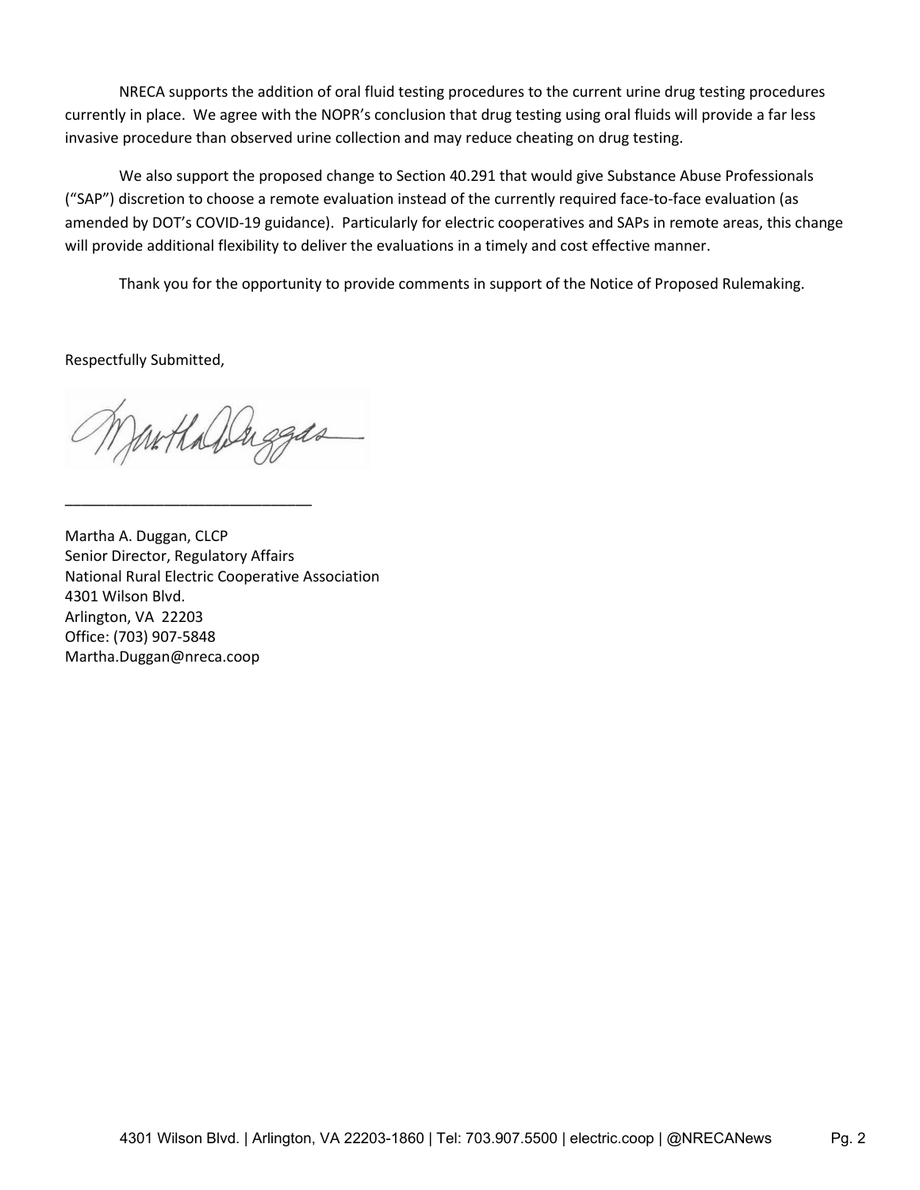NRECA supports the addition of oral fluid testing procedures to the current urine drug testing procedures currently in place. We agree with the NOPR's conclusion that drug testing using oral fluids will provide a far less invasive procedure than observed urine collection and may reduce cheating on drug testing.

We also support the proposed change to Section 40.291 that would give Substance Abuse Professionals ("SAP") discretion to choose a remote evaluation instead of the currently required face-to-face evaluation (as amended by DOT's COVID-19 guidance). Particularly for electric cooperatives and SAPs in remote areas, this change will provide additional flexibility to deliver the evaluations in a timely and cost effective manner.

Thank you for the opportunity to provide comments in support of the Notice of Proposed Rulemaking.

Respectfully Submitted,

______________________________

Martha A. Duggan, CLCP
Senior Director, Regulatory Affairs
National Rural Electric Cooperative Association
4301 Wilson Blvd.
Arlington, VA 22203
Office: (703) 907-5848
Martha.Duggan@nreca.coop